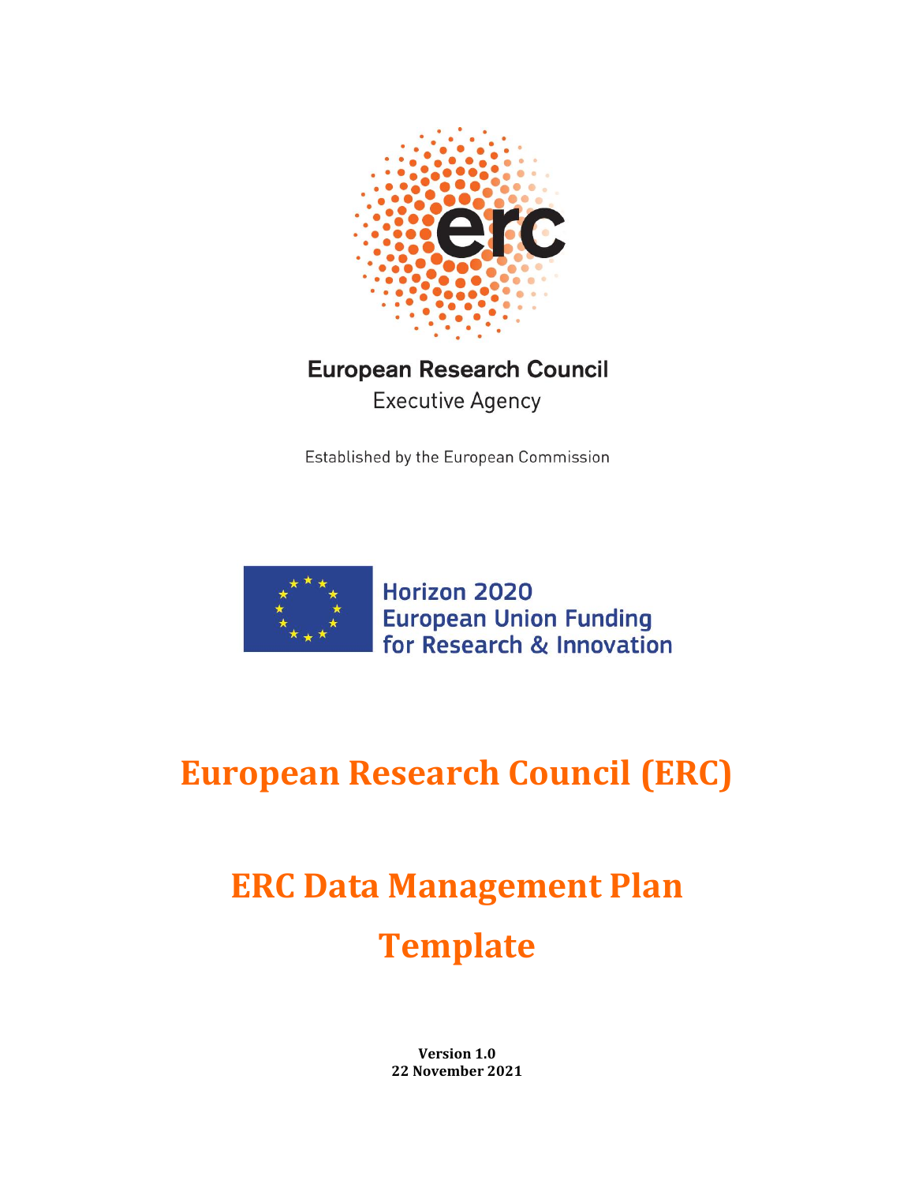European Research Council

Executive Agency

Established by the European Commission

Horizon 2020
European Union Funding
for Research & Innovation

# European Research Council (ERC)

# ERC Data Management Plan Template

**Version 1.0**
**22 November 2021**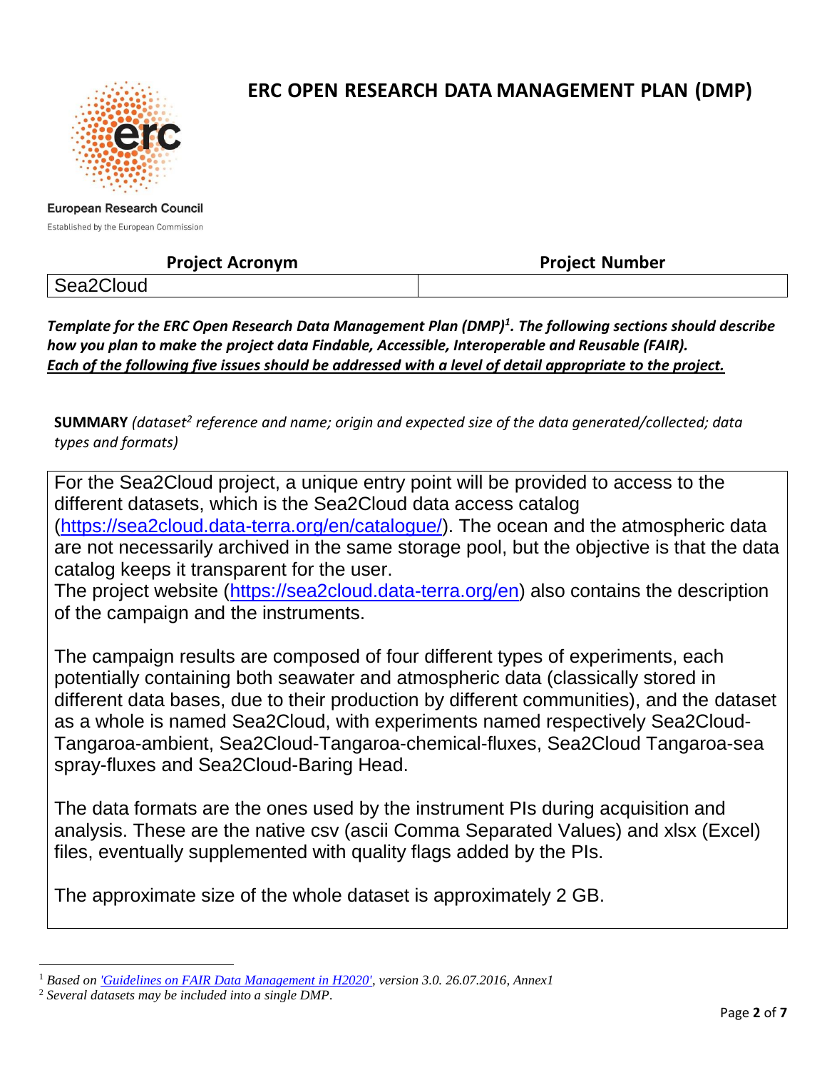# ERC OPEN RESEARCH DATA MANAGEMENT PLAN (DMP)

European Research Council

Established by the European Commission

| Project Acronym | Project Number |
|---|---|
| Sea2Cloud | |

***Template for the ERC Open Research Data Management Plan (DMP)[1]. The following sections should describe how you plan to make the project data Findable, Accessible, Interoperable and Reusable (FAIR).***
***Each of the following five issues should be addressed with a level of detail appropriate to the project.***

**SUMMARY** *(dataset[2] reference and name; origin and expected size of the data generated/collected; data types and formats)*

For the Sea2Cloud project, a unique entry point will be provided to access to the different datasets, which is the Sea2Cloud data access catalog (https://sea2cloud.data-terra.org/en/catalogue/). The ocean and the atmospheric data are not necessarily archived in the same storage pool, but the objective is that the data catalog keeps it transparent for the user.
The project website (https://sea2cloud.data-terra.org/en) also contains the description of the campaign and the instruments.

The campaign results are composed of four different types of experiments, each potentially containing both seawater and atmospheric data (classically stored in different data bases, due to their production by different communities), and the dataset as a whole is named Sea2Cloud, with experiments named respectively Sea2Cloud-Tangaroa-ambient, Sea2Cloud-Tangaroa-chemical-fluxes, Sea2Cloud Tangaroa-sea spray-fluxes and Sea2Cloud-Baring Head.

The data formats are the ones used by the instrument PIs during acquisition and analysis. These are the native csv (ascii Comma Separated Values) and xlsx (Excel) files, eventually supplemented with quality flags added by the PIs.

The approximate size of the whole dataset is approximately 2 GB.

---

[1] *Based on 'Guidelines on FAIR Data Management in H2020', version 3.0. 26.07.2016, Annex1*

[2] *Several datasets may be included into a single DMP.*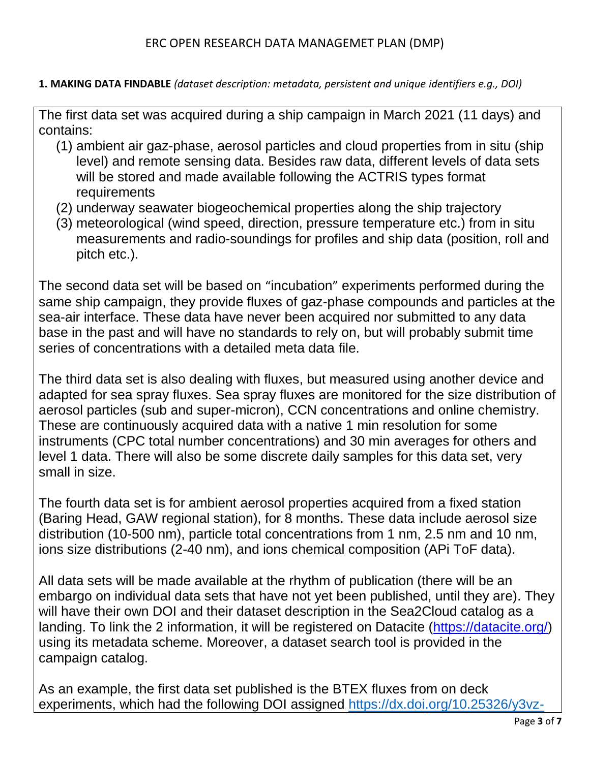ERC OPEN RESEARCH DATA MANAGEMET PLAN (DMP)

**1. MAKING DATA FINDABLE** *(dataset description: metadata, persistent and unique identifiers e.g., DOI)*

The first data set was acquired during a ship campaign in March 2021 (11 days) and contains:

1. ambient air gaz-phase, aerosol particles and cloud properties from in situ (ship level) and remote sensing data. Besides raw data, different levels of data sets will be stored and made available following the ACTRIS types format requirements
2. underway seawater biogeochemical properties along the ship trajectory
3. meteorological (wind speed, direction, pressure temperature etc.) from in situ measurements and radio-soundings for profiles and ship data (position, roll and pitch etc.).

The second data set will be based on "incubation" experiments performed during the same ship campaign, they provide fluxes of gaz-phase compounds and particles at the sea-air interface. These data have never been acquired nor submitted to any data base in the past and will have no standards to rely on, but will probably submit time series of concentrations with a detailed meta data file.

The third data set is also dealing with fluxes, but measured using another device and adapted for sea spray fluxes. Sea spray fluxes are monitored for the size distribution of aerosol particles (sub and super-micron), CCN concentrations and online chemistry. These are continuously acquired data with a native 1 min resolution for some instruments (CPC total number concentrations) and 30 min averages for others and level 1 data. There will also be some discrete daily samples for this data set, very small in size.

The fourth data set is for ambient aerosol properties acquired from a fixed station (Baring Head, GAW regional station), for 8 months. These data include aerosol size distribution (10-500 nm), particle total concentrations from 1 nm, 2.5 nm and 10 nm, ions size distributions (2-40 nm), and ions chemical composition (APi ToF data).

All data sets will be made available at the rhythm of publication (there will be an embargo on individual data sets that have not yet been published, until they are). They will have their own DOI and their dataset description in the Sea2Cloud catalog as a landing. To link the 2 information, it will be registered on Datacite (https://datacite.org/) using its metadata scheme. Moreover, a dataset search tool is provided in the campaign catalog.

As an example, the first data set published is the BTEX fluxes from on deck experiments, which had the following DOI assigned https://dx.doi.org/10.25326/y3vz-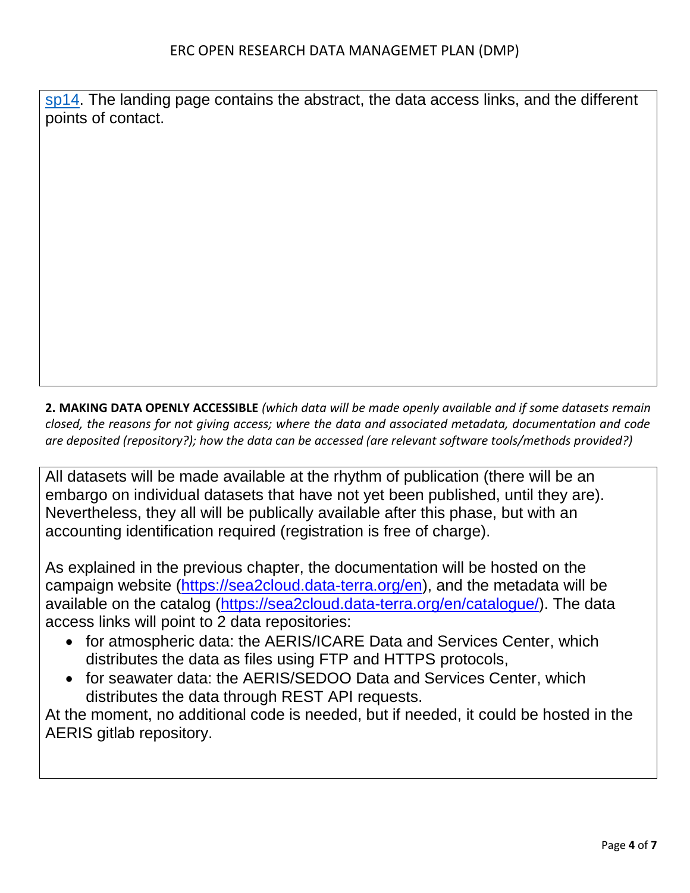sp14. The landing page contains the abstract, the data access links, and the different points of contact.

**2. MAKING DATA OPENLY ACCESSIBLE** *(which data will be made openly available and if some datasets remain closed, the reasons for not giving access; where the data and associated metadata, documentation and code are deposited (repository?); how the data can be accessed (are relevant software tools/methods provided?)*

All datasets will be made available at the rhythm of publication (there will be an embargo on individual datasets that have not yet been published, until they are). Nevertheless, they all will be publically available after this phase, but with an accounting identification required (registration is free of charge).

As explained in the previous chapter, the documentation will be hosted on the campaign website (https://sea2cloud.data-terra.org/en), and the metadata will be available on the catalog (https://sea2cloud.data-terra.org/en/catalogue/). The data access links will point to 2 data repositories:

- for atmospheric data: the AERIS/ICARE Data and Services Center, which distributes the data as files using FTP and HTTPS protocols,
- for seawater data: the AERIS/SEDOO Data and Services Center, which distributes the data through REST API requests.

At the moment, no additional code is needed, but if needed, it could be hosted in the AERIS gitlab repository.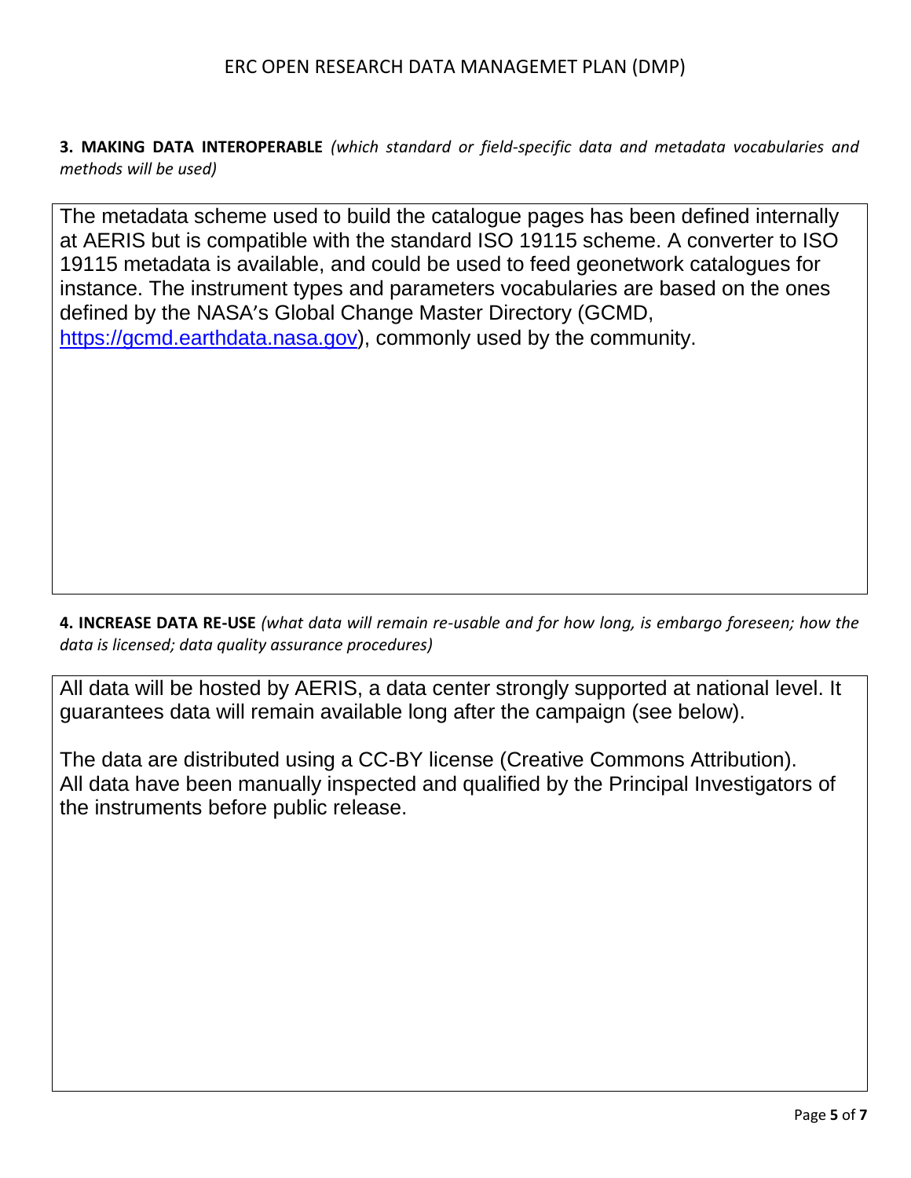**3. MAKING DATA INTEROPERABLE** *(which standard or field-specific data and metadata vocabularies and methods will be used)*

The metadata scheme used to build the catalogue pages has been defined internally at AERIS but is compatible with the standard ISO 19115 scheme. A converter to ISO 19115 metadata is available, and could be used to feed geonetwork catalogues for instance. The instrument types and parameters vocabularies are based on the ones defined by the NASA's Global Change Master Directory (GCMD, https://gcmd.earthdata.nasa.gov), commonly used by the community.

**4. INCREASE DATA RE-USE** *(what data will remain re-usable and for how long, is embargo foreseen; how the data is licensed; data quality assurance procedures)*

All data will be hosted by AERIS, a data center strongly supported at national level. It guarantees data will remain available long after the campaign (see below).

The data are distributed using a CC-BY license (Creative Commons Attribution). All data have been manually inspected and qualified by the Principal Investigators of the instruments before public release.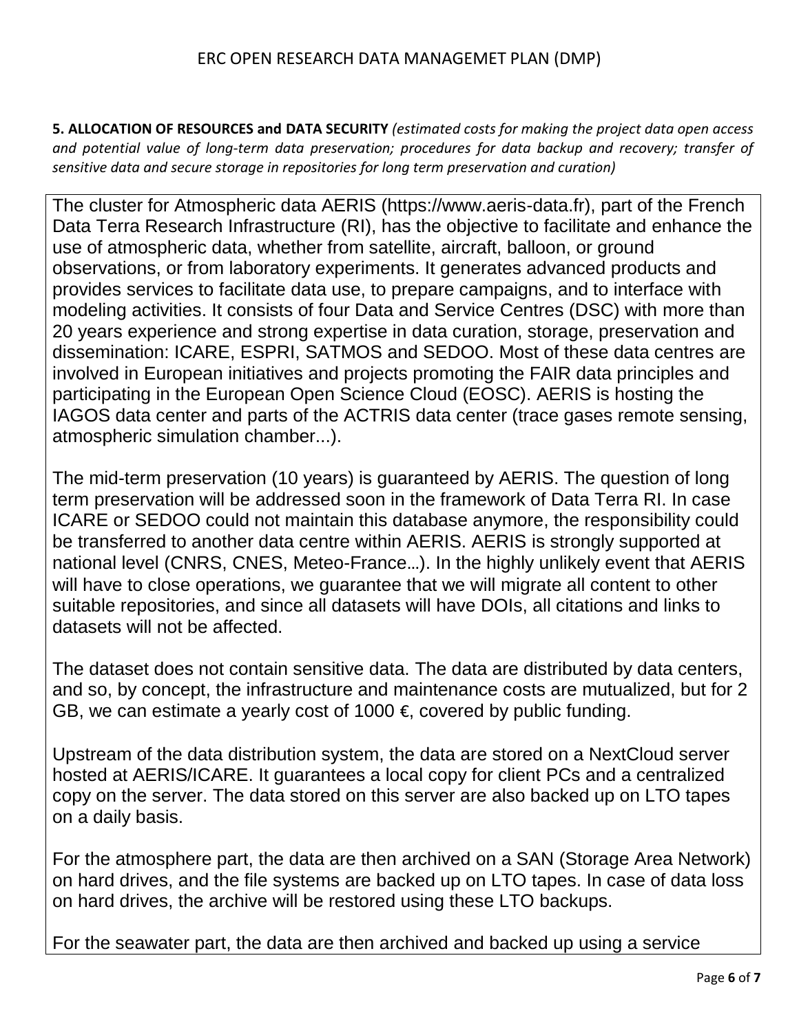**5. ALLOCATION OF RESOURCES and DATA SECURITY** *(estimated costs for making the project data open access and potential value of long-term data preservation; procedures for data backup and recovery; transfer of sensitive data and secure storage in repositories for long term preservation and curation)*

The cluster for Atmospheric data AERIS (https://www.aeris-data.fr), part of the French Data Terra Research Infrastructure (RI), has the objective to facilitate and enhance the use of atmospheric data, whether from satellite, aircraft, balloon, or ground observations, or from laboratory experiments. It generates advanced products and provides services to facilitate data use, to prepare campaigns, and to interface with modeling activities. It consists of four Data and Service Centres (DSC) with more than 20 years experience and strong expertise in data curation, storage, preservation and dissemination: ICARE, ESPRI, SATMOS and SEDOO. Most of these data centres are involved in European initiatives and projects promoting the FAIR data principles and participating in the European Open Science Cloud (EOSC). AERIS is hosting the IAGOS data center and parts of the ACTRIS data center (trace gases remote sensing, atmospheric simulation chamber...).

The mid-term preservation (10 years) is guaranteed by AERIS. The question of long term preservation will be addressed soon in the framework of Data Terra RI. In case ICARE or SEDOO could not maintain this database anymore, the responsibility could be transferred to another data centre within AERIS. AERIS is strongly supported at national level (CNRS, CNES, Meteo-France…). In the highly unlikely event that AERIS will have to close operations, we guarantee that we will migrate all content to other suitable repositories, and since all datasets will have DOIs, all citations and links to datasets will not be affected.

The dataset does not contain sensitive data. The data are distributed by data centers, and so, by concept, the infrastructure and maintenance costs are mutualized, but for 2 GB, we can estimate a yearly cost of 1000 €, covered by public funding.

Upstream of the data distribution system, the data are stored on a NextCloud server hosted at AERIS/ICARE. It guarantees a local copy for client PCs and a centralized copy on the server. The data stored on this server are also backed up on LTO tapes on a daily basis.

For the atmosphere part, the data are then archived on a SAN (Storage Area Network) on hard drives, and the file systems are backed up on LTO tapes. In case of data loss on hard drives, the archive will be restored using these LTO backups.

For the seawater part, the data are then archived and backed up using a service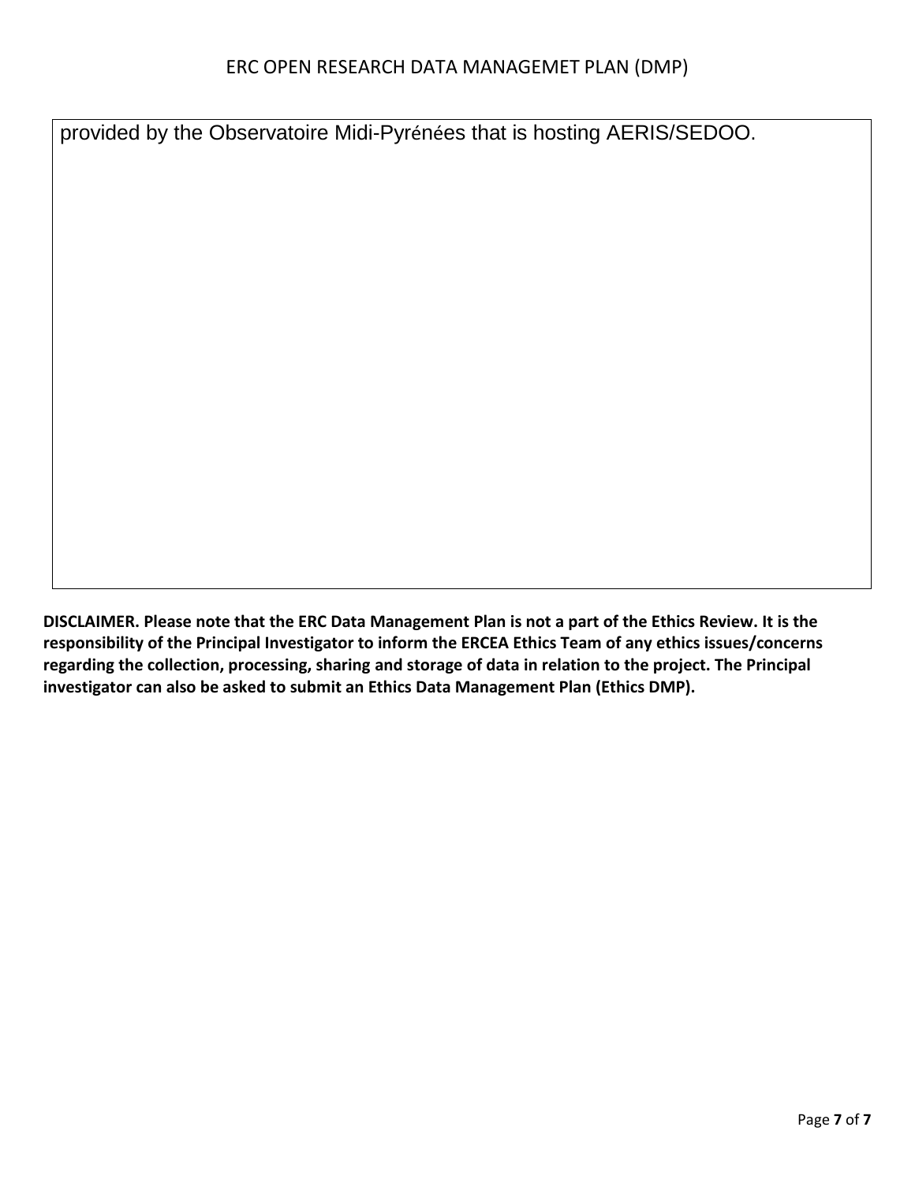provided by the Observatoire Midi-Pyrénées that is hosting AERIS/SEDOO.

**DISCLAIMER. Please note that the ERC Data Management Plan is not a part of the Ethics Review. It is the responsibility of the Principal Investigator to inform the ERCEA Ethics Team of any ethics issues/concerns regarding the collection, processing, sharing and storage of data in relation to the project. The Principal investigator can also be asked to submit an Ethics Data Management Plan (Ethics DMP).**